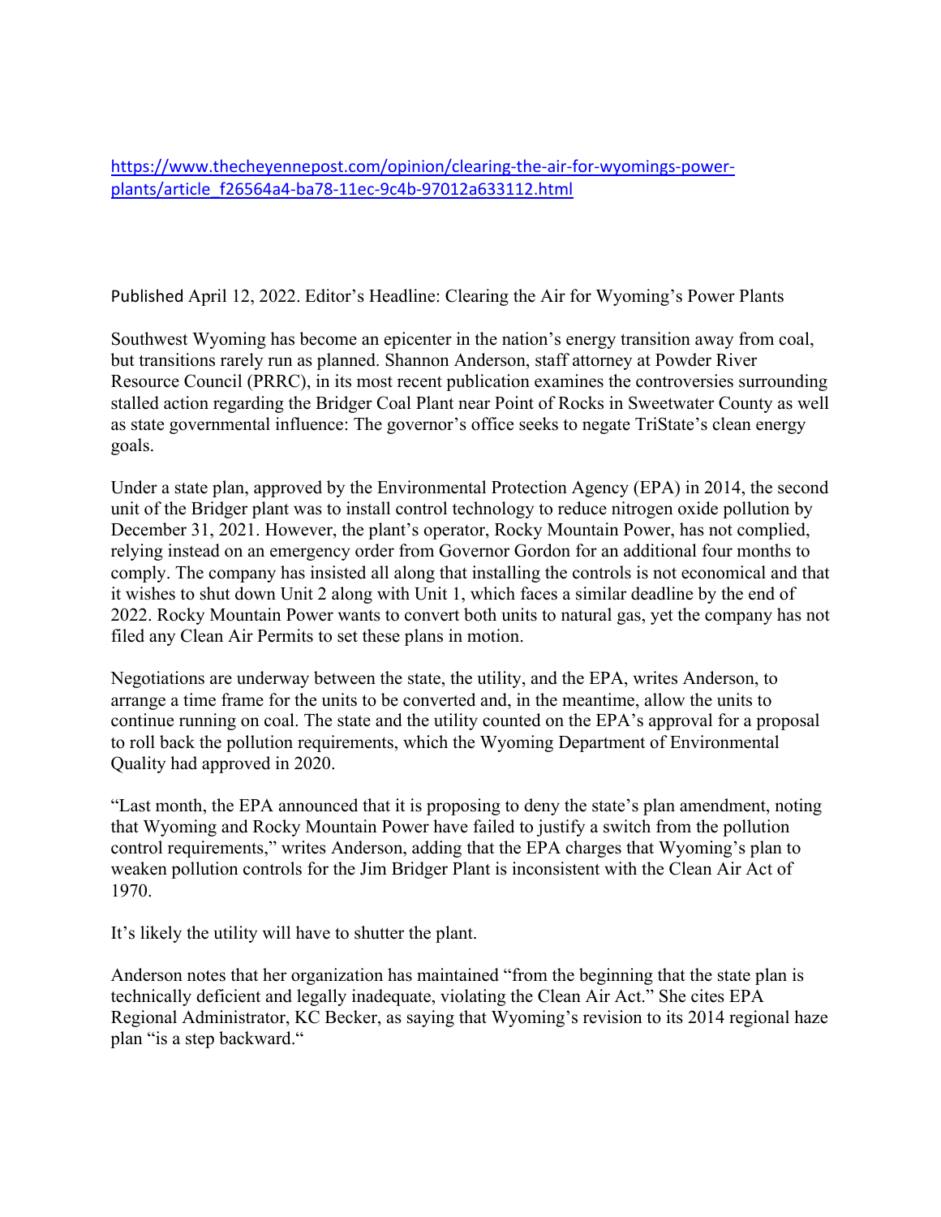https://www.thecheyennepost.com/opinion/clearing-the-air-for-wyomings-power-plants/article_f26564a4-ba78-11ec-9c4b-97012a633112.html

Published April 12, 2022. Editor's Headline: Clearing the Air for Wyoming's Power Plants

Southwest Wyoming has become an epicenter in the nation's energy transition away from coal, but transitions rarely run as planned. Shannon Anderson, staff attorney at Powder River Resource Council (PRRC), in its most recent publication examines the controversies surrounding stalled action regarding the Bridger Coal Plant near Point of Rocks in Sweetwater County as well as state governmental influence: The governor's office seeks to negate TriState's clean energy goals.

Under a state plan, approved by the Environmental Protection Agency (EPA) in 2014, the second unit of the Bridger plant was to install control technology to reduce nitrogen oxide pollution by December 31, 2021. However, the plant's operator, Rocky Mountain Power, has not complied, relying instead on an emergency order from Governor Gordon for an additional four months to comply. The company has insisted all along that installing the controls is not economical and that it wishes to shut down Unit 2 along with Unit 1, which faces a similar deadline by the end of 2022. Rocky Mountain Power wants to convert both units to natural gas, yet the company has not filed any Clean Air Permits to set these plans in motion.

Negotiations are underway between the state, the utility, and the EPA, writes Anderson, to arrange a time frame for the units to be converted and, in the meantime, allow the units to continue running on coal. The state and the utility counted on the EPA's approval for a proposal to roll back the pollution requirements, which the Wyoming Department of Environmental Quality had approved in 2020.

"Last month, the EPA announced that it is proposing to deny the state's plan amendment, noting that Wyoming and Rocky Mountain Power have failed to justify a switch from the pollution control requirements," writes Anderson, adding that the EPA charges that Wyoming's plan to weaken pollution controls for the Jim Bridger Plant is inconsistent with the Clean Air Act of 1970.

It's likely the utility will have to shutter the plant.

Anderson notes that her organization has maintained "from the beginning that the state plan is technically deficient and legally inadequate, violating the Clean Air Act." She cites EPA Regional Administrator, KC Becker, as saying that Wyoming's revision to its 2014 regional haze plan "is a step backward."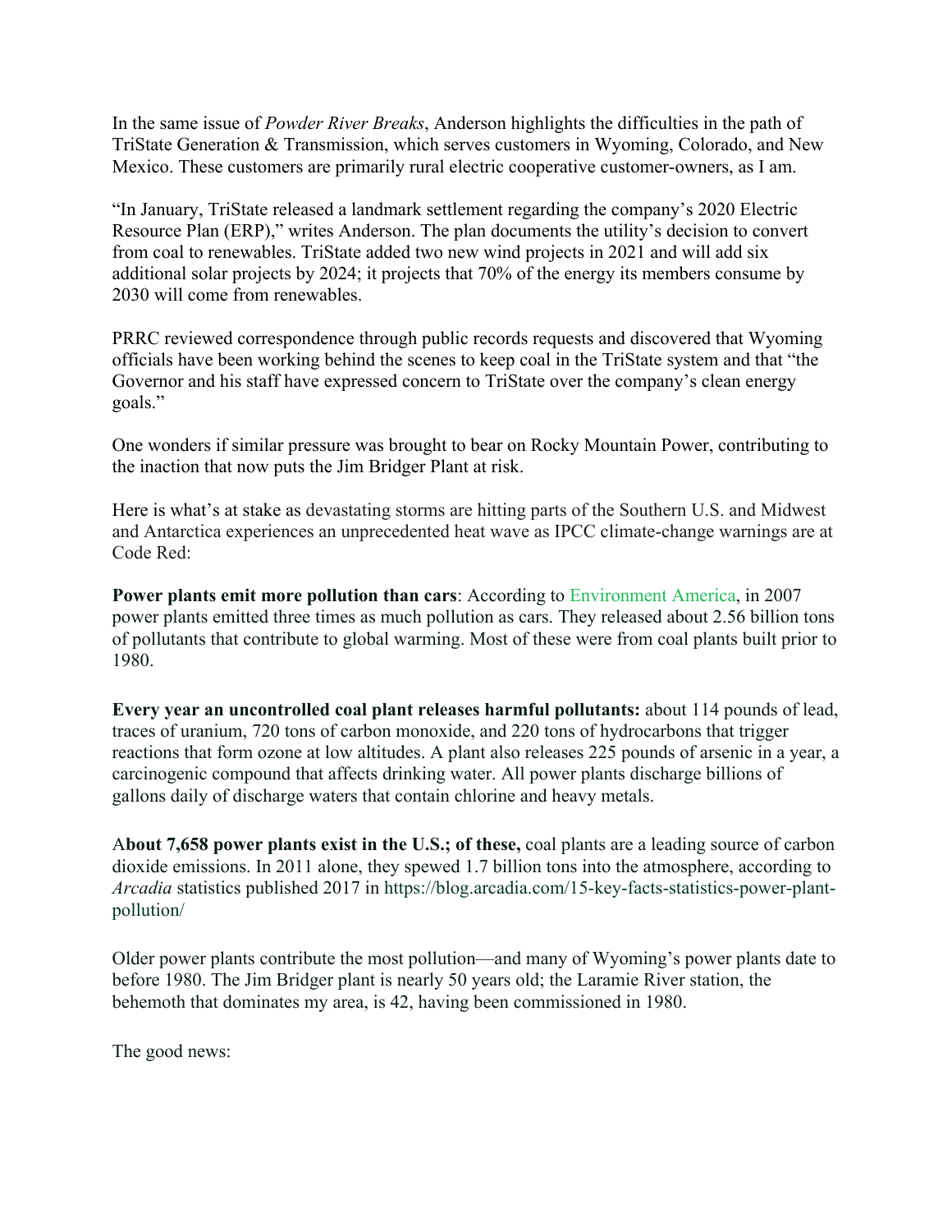In the same issue of *Powder River Breaks*, Anderson highlights the difficulties in the path of TriState Generation & Transmission, which serves customers in Wyoming, Colorado, and New Mexico. These customers are primarily rural electric cooperative customer-owners, as I am.

"In January, TriState released a landmark settlement regarding the company's 2020 Electric Resource Plan (ERP)," writes Anderson. The plan documents the utility's decision to convert from coal to renewables. TriState added two new wind projects in 2021 and will add six additional solar projects by 2024; it projects that 70% of the energy its members consume by 2030 will come from renewables.

PRRC reviewed correspondence through public records requests and discovered that Wyoming officials have been working behind the scenes to keep coal in the TriState system and that "the Governor and his staff have expressed concern to TriState over the company's clean energy goals."

One wonders if similar pressure was brought to bear on Rocky Mountain Power, contributing to the inaction that now puts the Jim Bridger Plant at risk.

Here is what's at stake as devastating storms are hitting parts of the Southern U.S. and Midwest and Antarctica experiences an unprecedented heat wave as IPCC climate-change warnings are at Code Red:

**Power plants emit more pollution than cars**: According to Environment America, in 2007 power plants emitted three times as much pollution as cars. They released about 2.56 billion tons of pollutants that contribute to global warming. Most of these were from coal plants built prior to 1980.

**Every year an uncontrolled coal plant releases harmful pollutants:** about 114 pounds of lead, traces of uranium, 720 tons of carbon monoxide, and 220 tons of hydrocarbons that trigger reactions that form ozone at low altitudes. A plant also releases 225 pounds of arsenic in a year, a carcinogenic compound that affects drinking water. All power plants discharge billions of gallons daily of discharge waters that contain chlorine and heavy metals.

A**bout 7,658 power plants exist in the U.S.; of these,** coal plants are a leading source of carbon dioxide emissions. In 2011 alone, they spewed 1.7 billion tons into the atmosphere, according to *Arcadia* statistics published 2017 in https://blog.arcadia.com/15-key-facts-statistics-power-plant-pollution/

Older power plants contribute the most pollution—and many of Wyoming's power plants date to before 1980. The Jim Bridger plant is nearly 50 years old; the Laramie River station, the behemoth that dominates my area, is 42, having been commissioned in 1980.

The good news: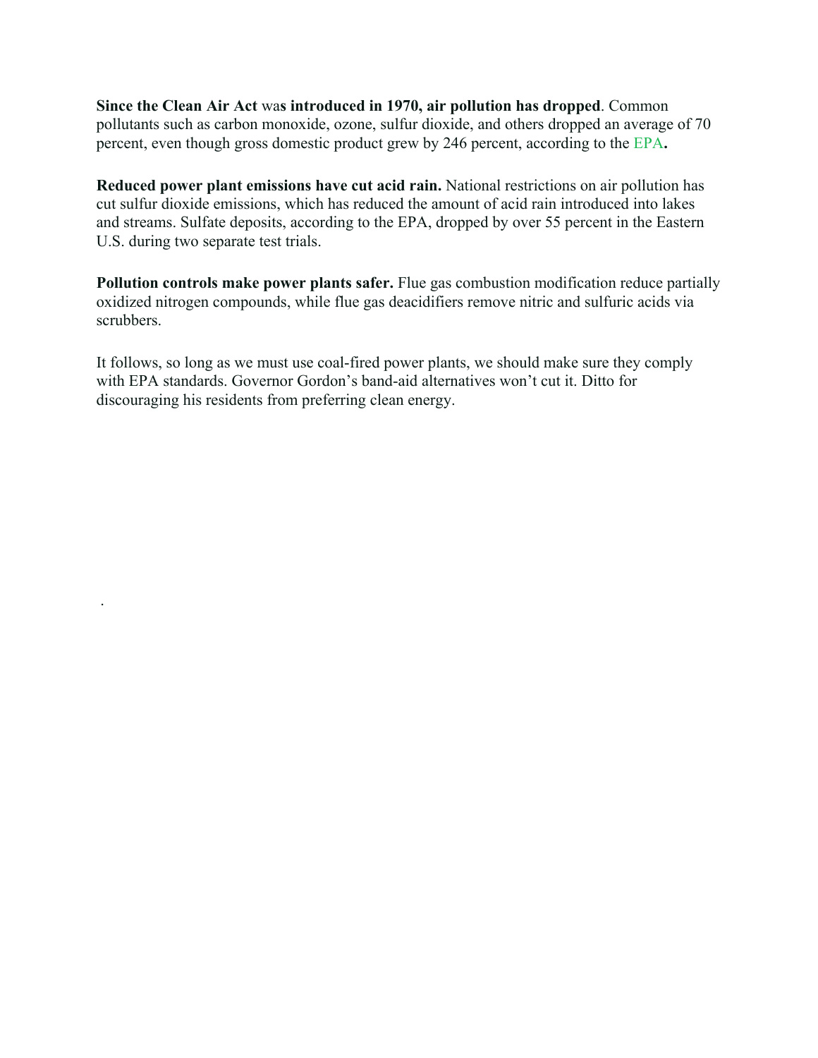**Since the Clean Air Act** wa**s introduced in 1970, air pollution has dropped**. Common pollutants such as carbon monoxide, ozone, sulfur dioxide, and others dropped an average of 70 percent, even though gross domestic product grew by 246 percent, according to the EPA**.**

**Reduced power plant emissions have cut acid rain.** National restrictions on air pollution has cut sulfur dioxide emissions, which has reduced the amount of acid rain introduced into lakes and streams. Sulfate deposits, according to the EPA, dropped by over 55 percent in the Eastern U.S. during two separate test trials.

**Pollution controls make power plants safer.** Flue gas combustion modification reduce partially oxidized nitrogen compounds, while flue gas deacidifiers remove nitric and sulfuric acids via scrubbers.

It follows, so long as we must use coal-fired power plants, we should make sure they comply with EPA standards. Governor Gordon's band-aid alternatives won't cut it. Ditto for discouraging his residents from preferring clean energy.

.